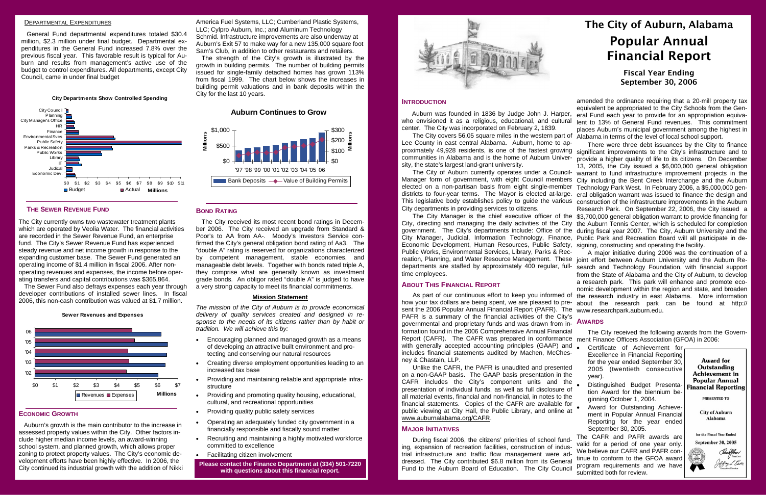# The City of Auburn, Alabama

# Popular Annual Financial Report

### Fiscal Year Ending September 30, 2006

## INTRODUCTION

Auburn was founded in 1836 by Judge John J. Harper, who envisioned it as a religious, educational, and cultural center. The City was incorporated on February 2, 1839.

The City covers 56.05 square miles in the western part of Lee County in east central Alabama. Auburn, home to approximately 49,928 residents, is one of the fastest growing communities in Alabama and is the home of Auburn University, the state's largest land-grant university.

The City of Auburn currently operates under a Council-Manager form of government, with eight Council members elected on a non-partisan basis from eight single-member districts to four-year terms. The Mayor is elected at-large. This legislative body establishes policy to guide the various City departments in providing services to citizens.

The City Manager is the chief executive officer of the City, directing and managing the daily activities of the City government. The City's departments include: Office of the City Manager, Judicial, Information Technology, Finance, Economic Development, Human Resources, Public Safety, Public Works, Environmental Services, Library, Parks & Recreation, Planning, and Water Resource Management. These departments are staffed by approximately 400 regular, full-time employees.

## ABOUT THIS FINANCIAL REPORT

As part of our continuous effort to keep you informed of how your tax dollars are being spent, we are pleased to present the 2006 Popular Annual Financial Report (PAFR). The PAFR is a summary of the financial activities of the City's governmental and proprietary funds and was drawn from information found in the 2006 Comprehensive Annual Financial Report (CAFR). The CAFR was prepared in conformance with generally accepted accounting principles (GAAP) and includes financial statements audited by Machen, McChesney & Chastain, LLP.

Unlike the CAFR, the PAFR is unaudited and presented on a non-GAAP basis. The GAAP basis presentation in the CAFR includes the City's component units and the presentation of individual funds, as well as full disclosure of all material events, financial and non-financial, in notes to the financial statements. Copies of the CAFR are available for public viewing at City Hall, the Public Library, and online at www.auburnalabama.org/CAFR.

## MAJOR INITIATIVES

During fiscal 2006, the citizens' priorities of school funding, expansion of recreation facilities, construction of industrial infrastructure and traffic flow management were addressed. The City contributed $6.8 million from its General Fund to the Auburn Board of Education. The City Council amended the ordinance requiring that a 20-mill property tax equivalent be appropriated to the City Schools from the General Fund each year to provide for an appropriation equivalent to 13% of General Fund revenues. This commitment places Auburn's municipal government among the highest in Alabama in terms of the level of local school support.

There were three debt issuances by the City to finance significant improvements to the City's infrastructure and to provide a higher quality of life to its citizens. On December 13, 2005, the City issued a $6,000,000 general obligation warrant to fund infrastructure improvement projects in the City including the Bent Creek Interchange and the Auburn Technology Park West. In February 2006, a $5,000,000 general obligation warrant was issued to finance the design and construction of the infrastructure improvements in the Auburn Research Park. On September 22, 2006, the City issued a $3,700,000 general obligation warrant to provide financing for the Auburn Tennis Center, which is scheduled for completion during fiscal year 2007. The City, Auburn University and the Public Park and Recreation Board will all participate in designing, constructing and operating the facility.

A major initiative during 2006 was the continuation of a joint effort between Auburn University and the Auburn Research and Technology Foundation, with financial support from the State of Alabama and the City of Auburn, to develop a research park. This park will enhance and promote economic development within the region and state, and broaden the research industry in east Alabama. More information about the research park can be found at http://www.researchpark.auburn.edu.

## AWARDS

The City received the following awards from the Government Finance Officers Association (GFOA) in 2006:

- Certificate of Achievement for Excellence in Financial Reporting for the year ended September 30, 2005 (twentieth consecutive year).
- Distinguished Budget Presentation Award for the biennium beginning October 1, 2004.
- Award for Outstanding Achievement in Popular Annual Financial Reporting for the year ended September 30, 2005.

The CAFR and PAFR awards are valid for a period of one year only. We believe our CAFR and PAFR continue to conform to the GFOA award program requirements and we have submitted both for review.

**Award for Outstanding Achievement in Popular Annual Financial Reporting**

PRESENTED TO

City of Auburn Alabama

for the Fiscal Year Ended September 30, 2005

## DEPARTMENTAL EXPENDITURES

General Fund departmental expenditures totaled $30.4 million, $2.3 million under final budget. Departmental expenditures in the General Fund increased 7.8% over the previous fiscal year. This favorable result is typical for Auburn and results from management's active use of the budget to control expenditures. All departments, except City Council, came in under final budget

**City Departments Show Controlled Spending**

(Bar chart: Budget vs. Actual, in Millions, $0–$11, for City Council, Planning, City Manager's Office, HR, Finance, Environmental Svcs, Public Safety, Parks & Recreation, Public Works, Library, IT, Judicial, Economic Dev.)

## THE SEWER REVENUE FUND

The City currently owns two wastewater treatment plants which are operated by Veolia Water. The financial activities are recorded in the Sewer Revenue Fund, an enterprise fund. The City's Sewer Revenue Fund has experienced steady revenue and net income growth in response to the expanding customer base. The Sewer Fund generated an operating income of $1.4 million in fiscal 2006. After non-operating revenues and expenses, the income before operating transfers and capital contributions was $365,864.

The Sewer Fund also defrays expenses each year through developer contributions of installed sewer lines. In fiscal 2006, this non-cash contribution was valued at $1.7 million.

**Sewer Revenues and Expenses**

(Bar chart: Revenues vs. Expenses, in Millions, $0–$7, for '02, '03, '04, '05, 06)

## ECONOMIC GROWTH

Auburn's growth is the main contributor to the increase in assessed property values within the City. Other factors include higher median income levels, an award-winning school system, and planned growth, which allows proper zoning to protect property values. The City's economic development efforts have been highly effective. In 2006, the City continued its industrial growth with the addition of Nikki America Fuel Systems, LLC; Cumberland Plastic Systems, LLC; Cylpro Auburn, Inc.; and Aluminum Technology Schmid. Infrastructure improvements are also underway at Auburn's Exit 57 to make way for a new 135,000 square foot Sam's Club, in addition to other restaurants and retailers.

The strength of the City's growth is illustrated by the growth in building permits. The number of building permits issued for single-family detached homes has grown 113% from fiscal 1999. The chart below shows the increases in building permit valuations and in bank deposits within the City for the last 10 years.

**Auburn Continues to Grow**

(Chart: Bank Deposits (Millions, $0–$1,000) and Value of Building Permits (Millions, $0–$300), '97 through 06)

## BOND RATING

The City received its most recent bond ratings in December 2006. The City received an upgrade from Standard & Poor's to AA from AA-. Moody's Investors Service confirmed the City's general obligation bond rating of Aa3. The "double A" rating is reserved for organizations characterized by competent management, stable economies, and manageable debt levels. Together with bonds rated triple A, they comprise what are generally known as investment grade bonds. An obligor rated "double A" is judged to have a very strong capacity to meet its financial commitments.

**Mission Statement**

*The mission of the City of Auburn is to provide economical delivery of quality services created and designed in response to the needs of its citizens rather than by habit or tradition. We will achieve this by:*

- Encouraging planned and managed growth as a means of developing an attractive built environment and protecting and conserving our natural resources
- Creating diverse employment opportunities leading to an increased tax base
- Providing and maintaining reliable and appropriate infrastructure
- Providing and promoting quality housing, educational, cultural, and recreational opportunities
- Providing quality public safety services
- Operating an adequately funded city government in a financially responsible and fiscally sound matter
- Recruiting and maintaining a highly motivated workforce committed to excellence
- Facilitating citizen involvement

**Please contact the Finance Department at (334) 501-7220 with questions about this financial report.**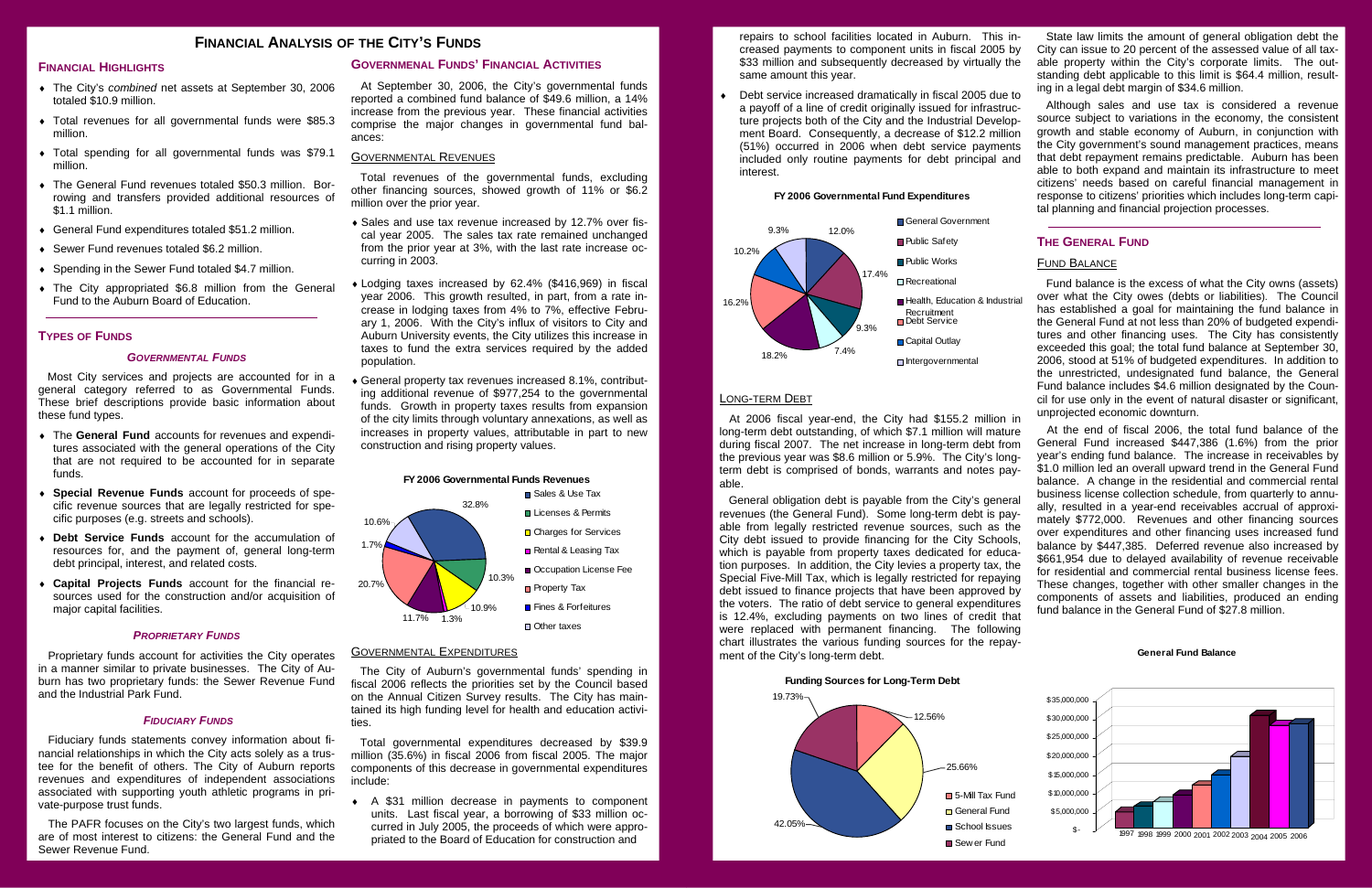# Financial Analysis of the City's Funds

## Financial Highlights

- The City's *combined* net assets at September 30, 2006 totaled $10.9 million.
- Total revenues for all governmental funds were $85.3 million.
- Total spending for all governmental funds was $79.1 million.
- The General Fund revenues totaled $50.3 million. Borrowing and transfers provided additional resources of $1.1 million.
- General Fund expenditures totaled $51.2 million.
- Sewer Fund revenues totaled $6.2 million.
- Spending in the Sewer Fund totaled $4.7 million.
- The City appropriated $6.8 million from the General Fund to the Auburn Board of Education.

## Types of Funds

### *Governmental Funds*

Most City services and projects are accounted for in a general category referred to as Governmental Funds. These brief descriptions provide basic information about these fund types.

- The **General Fund** accounts for revenues and expenditures associated with the general operations of the City that are not required to be accounted for in separate funds.
- **Special Revenue Funds** account for proceeds of specific revenue sources that are legally restricted for specific purposes (e.g. streets and schools).
- **Debt Service Funds** account for the accumulation of resources for, and the payment of, general long-term debt principal, interest, and related costs.
- **Capital Projects Funds** account for the financial resources used for the construction and/or acquisition of major capital facilities.

### *Proprietary Funds*

Proprietary funds account for activities the City operates in a manner similar to private businesses. The City of Auburn has two proprietary funds: the Sewer Revenue Fund and the Industrial Park Fund.

### *Fiduciary Funds*

Fiduciary funds statements convey information about financial relationships in which the City acts solely as a trustee for the benefit of others. The City of Auburn reports revenues and expenditures of independent associations associated with supporting youth athletic programs in private-purpose trust funds.

The PAFR focuses on the City's two largest funds, which are of most interest to citizens: the General Fund and the Sewer Revenue Fund.

## Governmental Funds' Financial Activities

At September 30, 2006, the City's governmental funds reported a combined fund balance of $49.6 million, a 14% increase from the previous year. These financial activities comprise the major changes in governmental fund balances:

### Governmental Revenues

Total revenues of the governmental funds, excluding other financing sources, showed growth of 11% or $6.2 million over the prior year.

- Sales and use tax revenue increased by 12.7% over fiscal year 2005. The sales tax rate remained unchanged from the prior year at 3%, with the last rate increase occurring in 2003.
- Lodging taxes increased by 62.4% ($416,969) in fiscal year 2006. This growth resulted, in part, from a rate increase in lodging taxes from 4% to 7%, effective February 1, 2006. With the City's influx of visitors to City and Auburn University events, the City utilizes this increase in taxes to fund the extra services required by the added population.
- General property tax revenues increased 8.1%, contributing additional revenue of $977,254 to the governmental funds. Growth in property taxes results from expansion of the city limits through voluntary annexations, as well as increases in property values, attributable in part to new construction and rising property values.

**FY 2006 Governmental Funds Revenues**

Sales & Use Tax
Licenses & Permits
Charges for Services
Rental & Leasing Tax
Occupation License Fee
Property Tax
Fines & Forfeitures
Other taxes

32.8%
10.3%
10.9%
1.3%
11.7%
20.7%
1.7%
10.6%

### Governmental Expenditures

The City of Auburn's governmental funds' spending in fiscal 2006 reflects the priorities set by the Council based on the Annual Citizen Survey results. The City has maintained its high funding level for health and education activities.

Total governmental expenditures decreased by $39.9 million (35.6%) in fiscal 2006 from fiscal 2005. The major components of this decrease in governmental expenditures include:

- A $31 million decrease in payments to component units. Last fiscal year, a borrowing of $33 million occurred in July 2005, the proceeds of which were appropriated to the Board of Education for construction and repairs to school facilities located in Auburn. This increased payments to component units in fiscal 2005 by $33 million and subsequently decreased by virtually the same amount this year.
- Debt service increased dramatically in fiscal 2005 due to a payoff of a line of credit originally issued for infrastructure projects both of the City and the Industrial Development Board. Consequently, a decrease of $12.2 million (51%) occurred in 2006 when debt service payments included only routine payments for debt principal and interest.

**FY 2006 Governmental Fund Expenditures**

General Government
Public Safety
Public Works
Recreational
Health, Education & Industrial Recruitment
Debt Service
Capital Outlay
Intergovernmental

12.0%
17.4%
9.3%
7.4%
18.2%
16.2%
10.2%
9.3%

### Long-Term Debt

At 2006 fiscal year-end, the City had $155.2 million in long-term debt outstanding, of which $7.1 million will mature during fiscal 2007. The net increase in long-term debt from the previous year was $8.6 million or 5.9%. The City's long-term debt is comprised of bonds, warrants and notes payable.

General obligation debt is payable from the City's general revenues (the General Fund). Some long-term debt is payable from legally restricted revenue sources, such as the City debt issued to provide financing for the City Schools, which is payable from property taxes dedicated for education purposes. In addition, the City levies a property tax, the Special Five-Mill Tax, which is legally restricted for repaying debt issued to finance projects that have been approved by the voters. The ratio of debt service to general expenditures is 12.4%, excluding payments on two lines of credit that were replaced with permanent financing. The following chart illustrates the various funding sources for the repayment of the City's long-term debt.

**Funding Sources for Long-Term Debt**

5-Mill Tax Fund
General Fund
School Issues
Sewer Fund

12.56%
25.66%
42.05%
19.73%

State law limits the amount of general obligation debt the City can issue to 20 percent of the assessed value of all taxable property within the City's corporate limits. The outstanding debt applicable to this limit is $64.4 million, resulting in a legal debt margin of $34.6 million.

Although sales and use tax is considered a revenue source subject to variations in the economy, the consistent growth and stable economy of Auburn, in conjunction with the City government's sound management practices, means that debt repayment remains predictable. Auburn has been able to both expand and maintain its infrastructure to meet citizens' needs based on careful financial management in response to citizens' priorities which includes long-term capital planning and financial projection processes.

## The General Fund

### Fund Balance

Fund balance is the excess of what the City owns (assets) over what the City owes (debts or liabilities). The Council has established a goal for maintaining the fund balance in the General Fund at not less than 20% of budgeted expenditures and other financing uses. The City has consistently exceeded this goal; the total fund balance at September 30, 2006, stood at 51% of budgeted expenditures. In addition to the unrestricted, undesignated fund balance, the General Fund balance includes $4.6 million designated by the Council for use only in the event of natural disaster or significant, unprojected economic downturn.

At the end of fiscal 2006, the total fund balance of the General Fund increased $447,386 (1.6%) from the prior year's ending fund balance. The increase in receivables by $1.0 million led an overall upward trend in the General Fund balance. A change in the residential and commercial rental business license collection schedule, from quarterly to annually, resulted in a year-end receivables accrual of approximately $772,000. Revenues and other financing sources over expenditures and other financing uses increased fund balance by $447,385. Deferred revenue also increased by $661,954 due to delayed availability of revenue receivable for residential and commercial rental business license fees. These changes, together with other smaller changes in the components of assets and liabilities, produced an ending fund balance in the General Fund of $27.8 million.

**General Fund Balance**

$35,000,000
$30,000,000
$25,000,000
$20,000,000
$15,000,000
$10,000,000
$5,000,000
$-

1997 1998 1999 2000 2001 2002 2003 2004 2005 2006